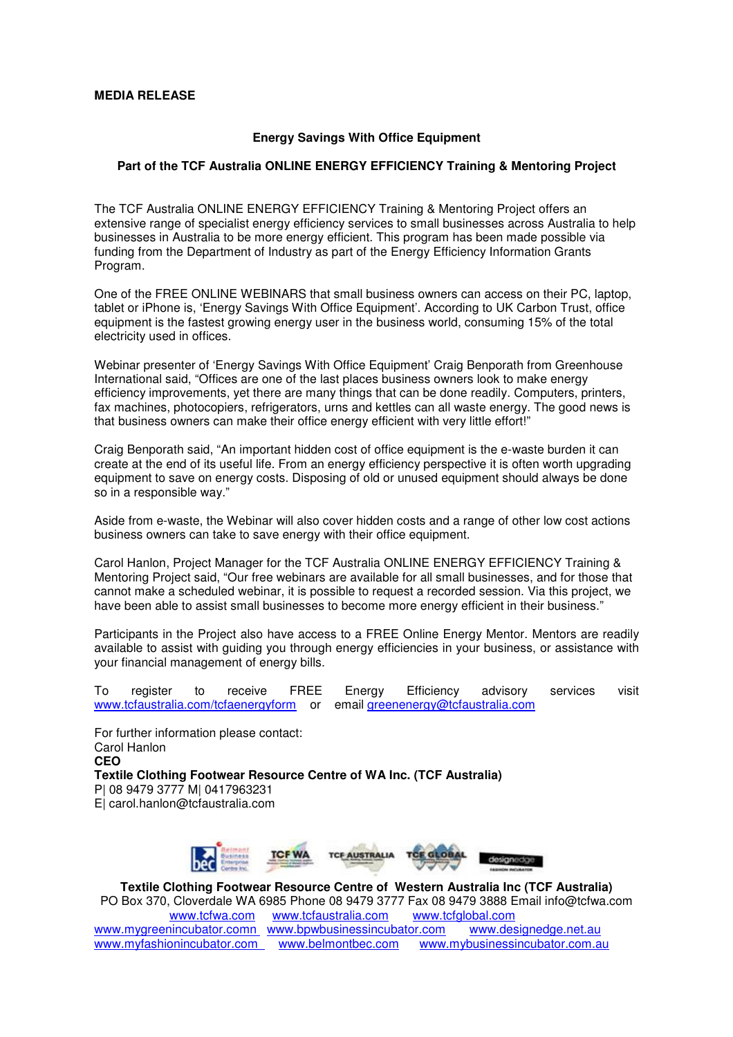**MEDIA RELEASE**

## Energy Savings With Office Equipment

### Part of the TCF Australia ONLINE ENERGY EFFICIENCY Training & Mentoring Project

The TCF Australia ONLINE ENERGY EFFICIENCY Training & Mentoring Project offers an extensive range of specialist energy efficiency services to small businesses across Australia to help businesses in Australia to be more energy efficient. This program has been made possible via funding from the Department of Industry as part of the Energy Efficiency Information Grants Program.

One of the FREE ONLINE WEBINARS that small business owners can access on their PC, laptop, tablet or iPhone is, 'Energy Savings With Office Equipment'. According to UK Carbon Trust, office equipment is the fastest growing energy user in the business world, consuming 15% of the total electricity used in offices.

Webinar presenter of 'Energy Savings With Office Equipment' Craig Benporath from Greenhouse International said, "Offices are one of the last places business owners look to make energy efficiency improvements, yet there are many things that can be done readily. Computers, printers, fax machines, photocopiers, refrigerators, urns and kettles can all waste energy. The good news is that business owners can make their office energy efficient with very little effort!"

Craig Benporath said, "An important hidden cost of office equipment is the e-waste burden it can create at the end of its useful life. From an energy efficiency perspective it is often worth upgrading equipment to save on energy costs. Disposing of old or unused equipment should always be done so in a responsible way."

Aside from e-waste, the Webinar will also cover hidden costs and a range of other low cost actions business owners can take to save energy with their office equipment.

Carol Hanlon, Project Manager for the TCF Australia ONLINE ENERGY EFFICIENCY Training & Mentoring Project said, "Our free webinars are available for all small businesses, and for those that cannot make a scheduled webinar, it is possible to request a recorded session. Via this project, we have been able to assist small businesses to become more energy efficient in their business."

Participants in the Project also have access to a FREE Online Energy Mentor. Mentors are readily available to assist with guiding you through energy efficiencies in your business, or assistance with your financial management of energy bills.

To register to receive FREE Energy Efficiency advisory services visit www.tcfaustralia.com/tcfaenergyform or email greenenergy@tcfaustralia.com

For further information please contact:
Carol Hanlon
**CEO**
**Textile Clothing Footwear Resource Centre of WA Inc. (TCF Australia)**
P| 08 9479 3777 M| 0417963231
E| carol.hanlon@tcfaustralia.com

**Textile Clothing Footwear Resource Centre of Western Australia Inc (TCF Australia)**
PO Box 370, Cloverdale WA 6985 Phone 08 9479 3777 Fax 08 9479 3888 Email info@tcfwa.com
www.tcfwa.com www.tcfaustralia.com www.tcfglobal.com
www.mygreenincubator.comn www.bpwbusinessincubator.com www.designedge.net.au
www.myfashionincubator.com www.belmontbec.com www.mybusinessincubator.com.au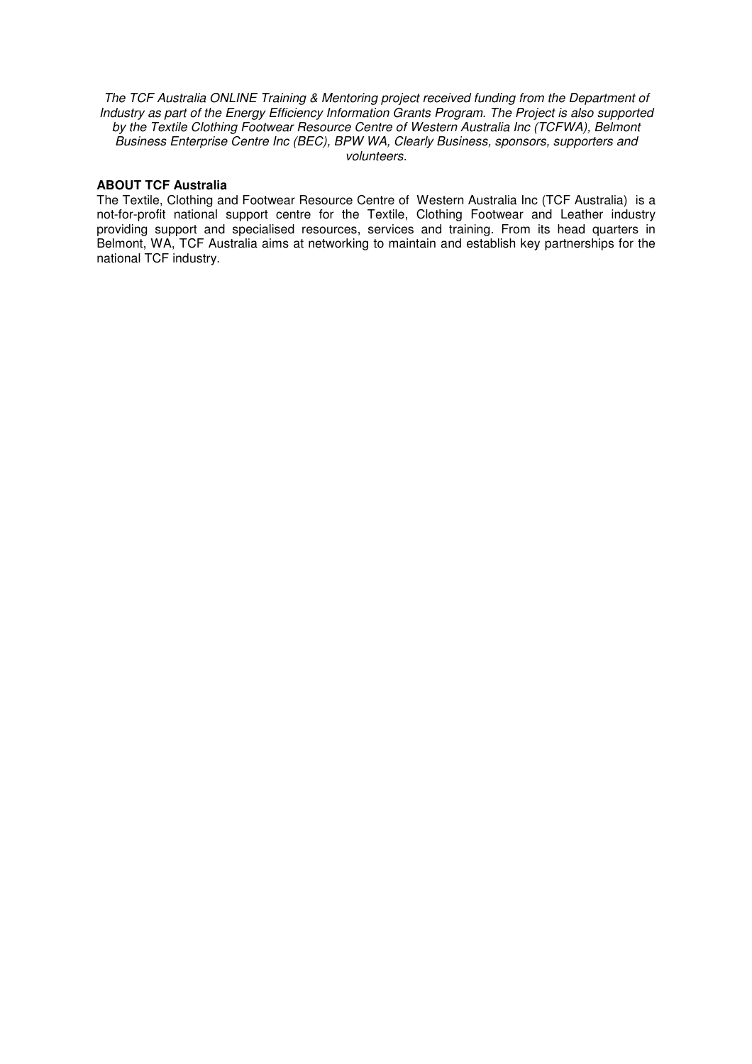*The TCF Australia ONLINE Training & Mentoring project received funding from the Department of Industry as part of the Energy Efficiency Information Grants Program. The Project is also supported by the Textile Clothing Footwear Resource Centre of Western Australia Inc (TCFWA), Belmont Business Enterprise Centre Inc (BEC), BPW WA, Clearly Business, sponsors, supporters and volunteers.*

**ABOUT TCF Australia**

The Textile, Clothing and Footwear Resource Centre of Western Australia Inc (TCF Australia) is a not-for-profit national support centre for the Textile, Clothing Footwear and Leather industry providing support and specialised resources, services and training. From its head quarters in Belmont, WA, TCF Australia aims at networking to maintain and establish key partnerships for the national TCF industry.